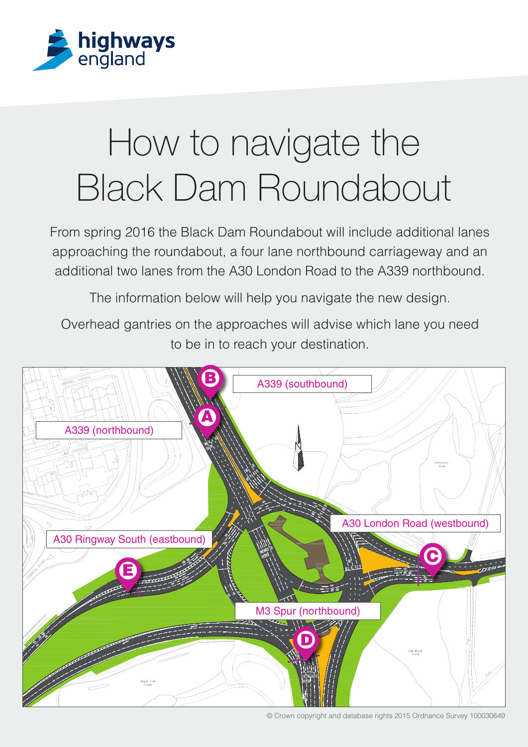# How to navigate the Black Dam Roundabout

From spring 2016 the Black Dam Roundabout will include additional lanes approaching the roundabout, a four lane northbound carriageway and an additional two lanes from the A30 London Road to the A339 northbound.

The information below will help you navigate the new design.

Overhead gantries on the approaches will advise which lane you need to be in to reach your destination.

B – A339 (southbound)

A – A339 (northbound)

C – A30 London Road (westbound)

E – A30 Ringway South (eastbound)

D – M3 Spur (northbound)

© Crown copyright and database rights 2015 Ordnance Survey 100030649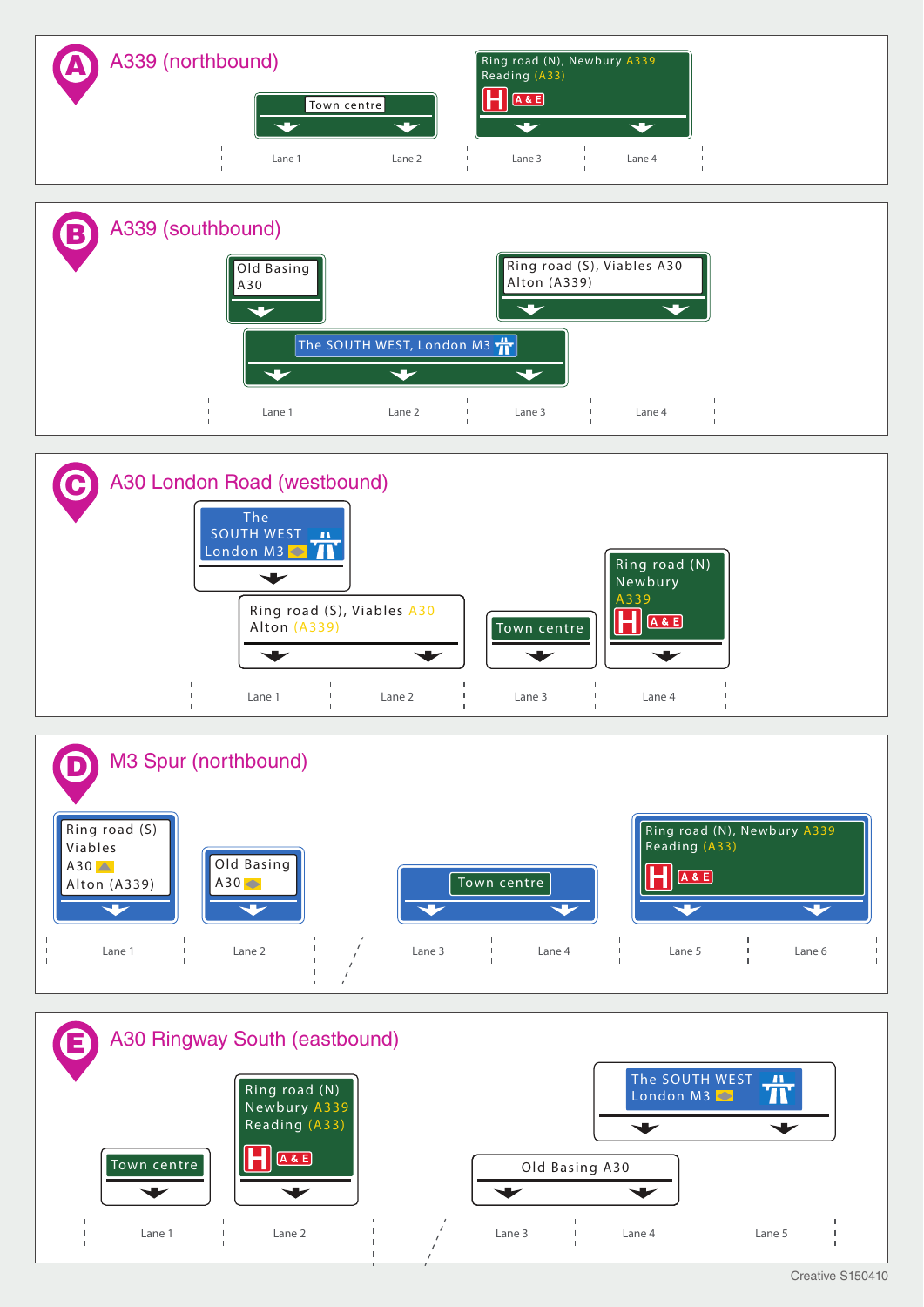## A A339 (northbound)

Town centre

Ring road (N), Newbury A339
Reading (A33)
H A & E

Lane 1
Lane 2
Lane 3
Lane 4

## B A339 (southbound)

Old Basing
A30

Ring road (S), Viables A30
Alton (A339)

The SOUTH WEST, London M3

Lane 1
Lane 2
Lane 3
Lane 4

## C A30 London Road (westbound)

The
SOUTH WEST
London M3

Ring road (S), Viables A30
Alton (A339)

Town centre

Ring road (N)
Newbury
A339
H A & E

Lane 1
Lane 2
Lane 3
Lane 4

## D M3 Spur (northbound)

Ring road (S)
Viables
A30
Alton (A339)

Old Basing
A30

Town centre

Ring road (N), Newbury A339
Reading (A33)
H A & E

Lane 1
Lane 2
Lane 3
Lane 4
Lane 5
Lane 6

## E A30 Ringway South (eastbound)

Town centre

Ring road (N)
Newbury A339
Reading (A33)
H A & E

The SOUTH WEST
London M3

Old Basing A30

Lane 1
Lane 2
Lane 3
Lane 4
Lane 5

Creative S150410